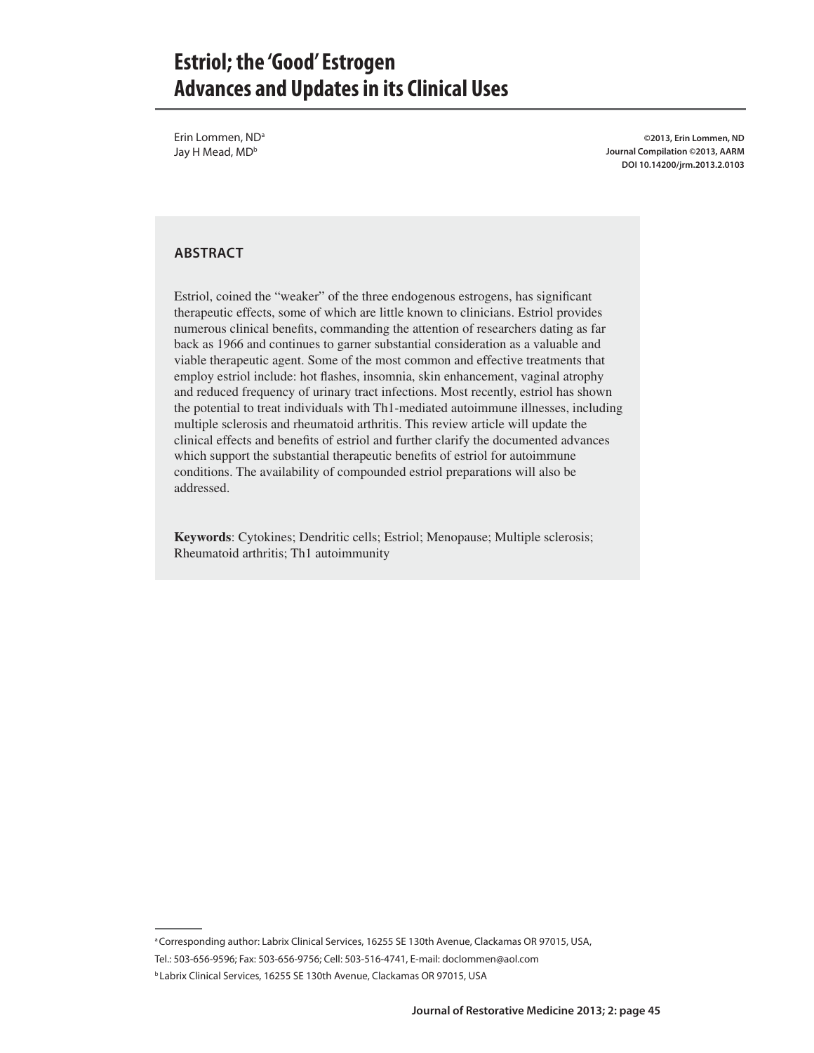# Estriol; the 'Good' Estrogen Advances and Updates in its Clinical Uses

Erin Lommen, ND[a]
Jay H Mead, MD[b]

**©2013, Erin Lommen, ND**
**Journal Compilation ©2013, AARM**
**DOI 10.14200/jrm.2013.2.0103**

## ABSTRACT

Estriol, coined the "weaker" of the three endogenous estrogens, has significant therapeutic effects, some of which are little known to clinicians. Estriol provides numerous clinical benefits, commanding the attention of researchers dating as far back as 1966 and continues to garner substantial consideration as a valuable and viable therapeutic agent. Some of the most common and effective treatments that employ estriol include: hot flashes, insomnia, skin enhancement, vaginal atrophy and reduced frequency of urinary tract infections. Most recently, estriol has shown the potential to treat individuals with Th1-mediated autoimmune illnesses, including multiple sclerosis and rheumatoid arthritis. This review article will update the clinical effects and benefits of estriol and further clarify the documented advances which support the substantial therapeutic benefits of estriol for autoimmune conditions. The availability of compounded estriol preparations will also be addressed.

**Keywords**: Cytokines; Dendritic cells; Estriol; Menopause; Multiple sclerosis; Rheumatoid arthritis; Th1 autoimmunity

---

[a] Corresponding author: Labrix Clinical Services, 16255 SE 130th Avenue, Clackamas OR 97015, USA, Tel.: 503-656-9596; Fax: 503-656-9756; Cell: 503-516-4741, E-mail: doclommen@aol.com

[b] Labrix Clinical Services, 16255 SE 130th Avenue, Clackamas OR 97015, USA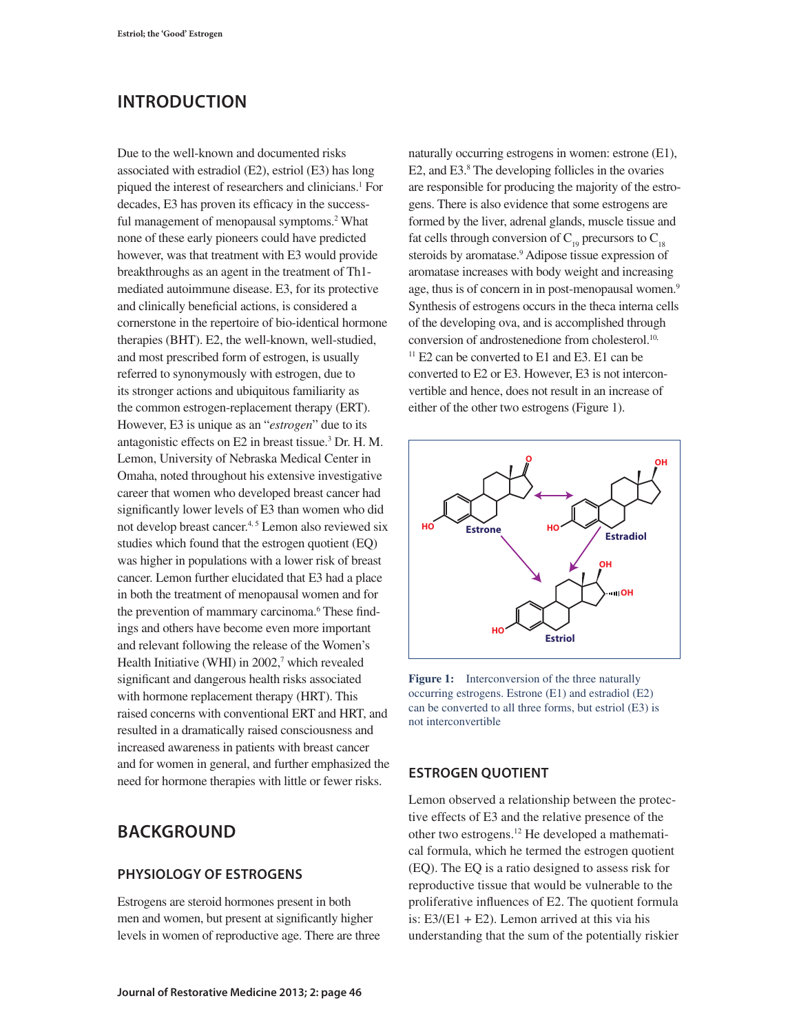## INTRODUCTION

Due to the well-known and documented risks associated with estradiol (E2), estriol (E3) has long piqued the interest of researchers and clinicians.[1] For decades, E3 has proven its efficacy in the successful management of menopausal symptoms.[2] What none of these early pioneers could have predicted however, was that treatment with E3 would provide breakthroughs as an agent in the treatment of Th1-mediated autoimmune disease. E3, for its protective and clinically beneficial actions, is considered a cornerstone in the repertoire of bio-identical hormone therapies (BHT). E2, the well-known, well-studied, and most prescribed form of estrogen, is usually referred to synonymously with estrogen, due to its stronger actions and ubiquitous familiarity as the common estrogen-replacement therapy (ERT). However, E3 is unique as an "*estrogen*" due to its antagonistic effects on E2 in breast tissue.[3] Dr. H. M. Lemon, University of Nebraska Medical Center in Omaha, noted throughout his extensive investigative career that women who developed breast cancer had significantly lower levels of E3 than women who did not develop breast cancer.[4,5] Lemon also reviewed six studies which found that the estrogen quotient (EQ) was higher in populations with a lower risk of breast cancer. Lemon further elucidated that E3 had a place in both the treatment of menopausal women and for the prevention of mammary carcinoma.[6] These findings and others have become even more important and relevant following the release of the Women's Health Initiative (WHI) in 2002,[7] which revealed significant and dangerous health risks associated with hormone replacement therapy (HRT). This raised concerns with conventional ERT and HRT, and resulted in a dramatically raised consciousness and increased awareness in patients with breast cancer and for women in general, and further emphasized the need for hormone therapies with little or fewer risks.

## BACKGROUND

### PHYSIOLOGY OF ESTROGENS

Estrogens are steroid hormones present in both men and women, but present at significantly higher levels in women of reproductive age. There are three naturally occurring estrogens in women: estrone (E1), E2, and E3.[8] The developing follicles in the ovaries are responsible for producing the majority of the estrogens. There is also evidence that some estrogens are formed by the liver, adrenal glands, muscle tissue and fat cells through conversion of $C_{19}$ precursors to $C_{18}$ steroids by aromatase.[9] Adipose tissue expression of aromatase increases with body weight and increasing age, thus is of concern in in post-menopausal women.[9] Synthesis of estrogens occurs in the theca interna cells of the developing ova, and is accomplished through conversion of androstenedione from cholesterol.[10,11] E2 can be converted to E1 and E3. E1 can be converted to E2 or E3. However, E3 is not interconvertible and hence, does not result in an increase of either of the other two estrogens (Figure 1).

**Figure 1:** Interconversion of the three naturally occurring estrogens. Estrone (E1) and estradiol (E2) can be converted to all three forms, but estriol (E3) is not interconvertible

### ESTROGEN QUOTIENT

Lemon observed a relationship between the protective effects of E3 and the relative presence of the other two estrogens.[12] He developed a mathematical formula, which he termed the estrogen quotient (EQ). The EQ is a ratio designed to assess risk for reproductive tissue that would be vulnerable to the proliferative influences of E2. The quotient formula is: E3/(E1 + E2). Lemon arrived at this via his understanding that the sum of the potentially riskier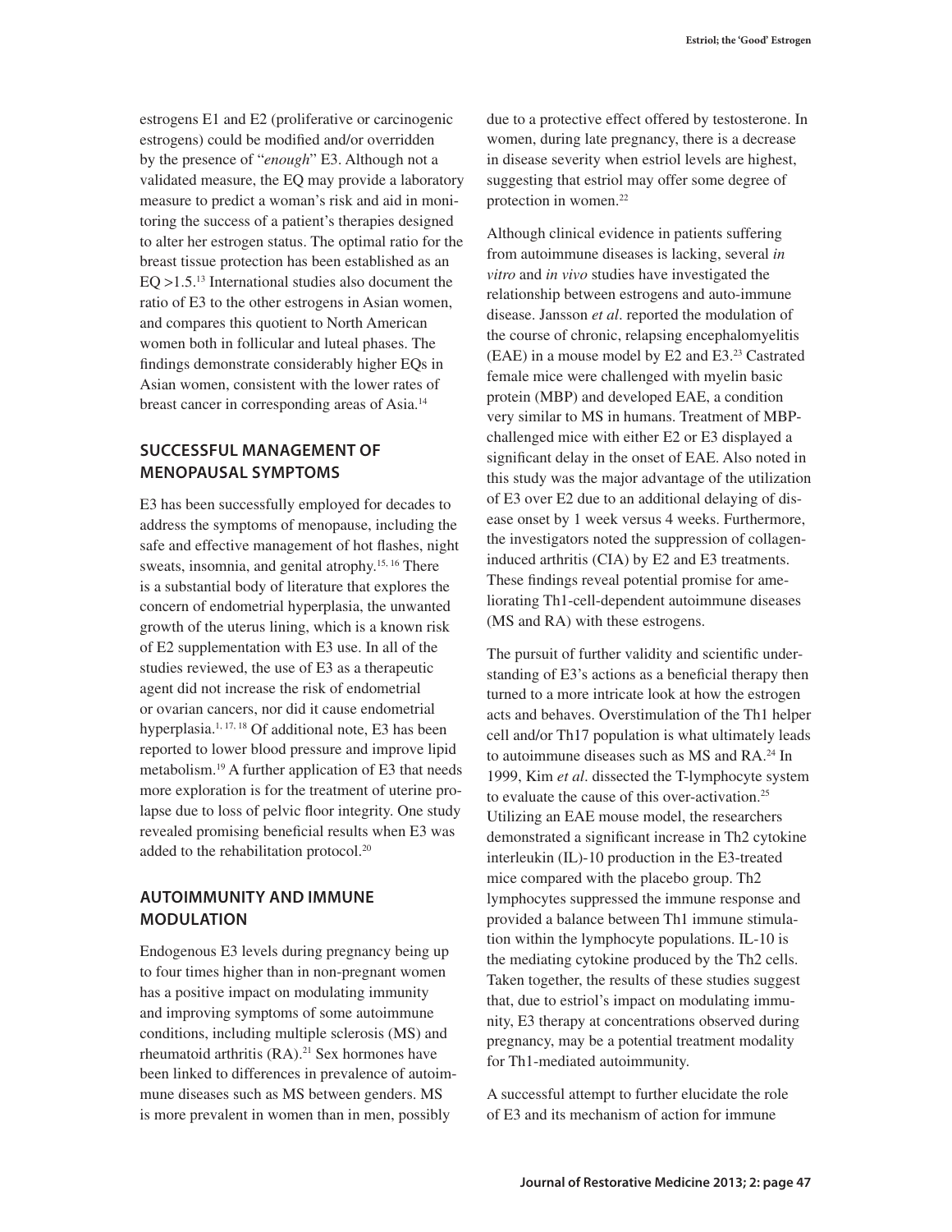estrogens E1 and E2 (proliferative or carcinogenic estrogens) could be modified and/or overridden by the presence of "*enough*" E3. Although not a validated measure, the EQ may provide a laboratory measure to predict a woman's risk and aid in monitoring the success of a patient's therapies designed to alter her estrogen status. The optimal ratio for the breast tissue protection has been established as an EQ >1.5.[13] International studies also document the ratio of E3 to the other estrogens in Asian women, and compares this quotient to North American women both in follicular and luteal phases. The findings demonstrate considerably higher EQs in Asian women, consistent with the lower rates of breast cancer in corresponding areas of Asia.[14]

## SUCCESSFUL MANAGEMENT OF MENOPAUSAL SYMPTOMS

E3 has been successfully employed for decades to address the symptoms of menopause, including the safe and effective management of hot flashes, night sweats, insomnia, and genital atrophy.[15, 16] There is a substantial body of literature that explores the concern of endometrial hyperplasia, the unwanted growth of the uterus lining, which is a known risk of E2 supplementation with E3 use. In all of the studies reviewed, the use of E3 as a therapeutic agent did not increase the risk of endometrial or ovarian cancers, nor did it cause endometrial hyperplasia.[1, 17, 18] Of additional note, E3 has been reported to lower blood pressure and improve lipid metabolism.[19] A further application of E3 that needs more exploration is for the treatment of uterine prolapse due to loss of pelvic floor integrity. One study revealed promising beneficial results when E3 was added to the rehabilitation protocol.[20]

## AUTOIMMUNITY AND IMMUNE MODULATION

Endogenous E3 levels during pregnancy being up to four times higher than in non-pregnant women has a positive impact on modulating immunity and improving symptoms of some autoimmune conditions, including multiple sclerosis (MS) and rheumatoid arthritis (RA).[21] Sex hormones have been linked to differences in prevalence of autoimmune diseases such as MS between genders. MS is more prevalent in women than in men, possibly due to a protective effect offered by testosterone. In women, during late pregnancy, there is a decrease in disease severity when estriol levels are highest, suggesting that estriol may offer some degree of protection in women.[22]

Although clinical evidence in patients suffering from autoimmune diseases is lacking, several *in vitro* and *in vivo* studies have investigated the relationship between estrogens and auto-immune disease. Jansson *et al*. reported the modulation of the course of chronic, relapsing encephalomyelitis (EAE) in a mouse model by E2 and E3.[23] Castrated female mice were challenged with myelin basic protein (MBP) and developed EAE, a condition very similar to MS in humans. Treatment of MBP-challenged mice with either E2 or E3 displayed a significant delay in the onset of EAE. Also noted in this study was the major advantage of the utilization of E3 over E2 due to an additional delaying of disease onset by 1 week versus 4 weeks. Furthermore, the investigators noted the suppression of collagen-induced arthritis (CIA) by E2 and E3 treatments. These findings reveal potential promise for ameliorating Th1-cell-dependent autoimmune diseases (MS and RA) with these estrogens.

The pursuit of further validity and scientific understanding of E3's actions as a beneficial therapy then turned to a more intricate look at how the estrogen acts and behaves. Overstimulation of the Th1 helper cell and/or Th17 population is what ultimately leads to autoimmune diseases such as MS and RA.[24] In 1999, Kim *et al*. dissected the T-lymphocyte system to evaluate the cause of this over-activation.[25] Utilizing an EAE mouse model, the researchers demonstrated a significant increase in Th2 cytokine interleukin (IL)-10 production in the E3-treated mice compared with the placebo group. Th2 lymphocytes suppressed the immune response and provided a balance between Th1 immune stimulation within the lymphocyte populations. IL-10 is the mediating cytokine produced by the Th2 cells. Taken together, the results of these studies suggest that, due to estriol's impact on modulating immunity, E3 therapy at concentrations observed during pregnancy, may be a potential treatment modality for Th1-mediated autoimmunity.

A successful attempt to further elucidate the role of E3 and its mechanism of action for immune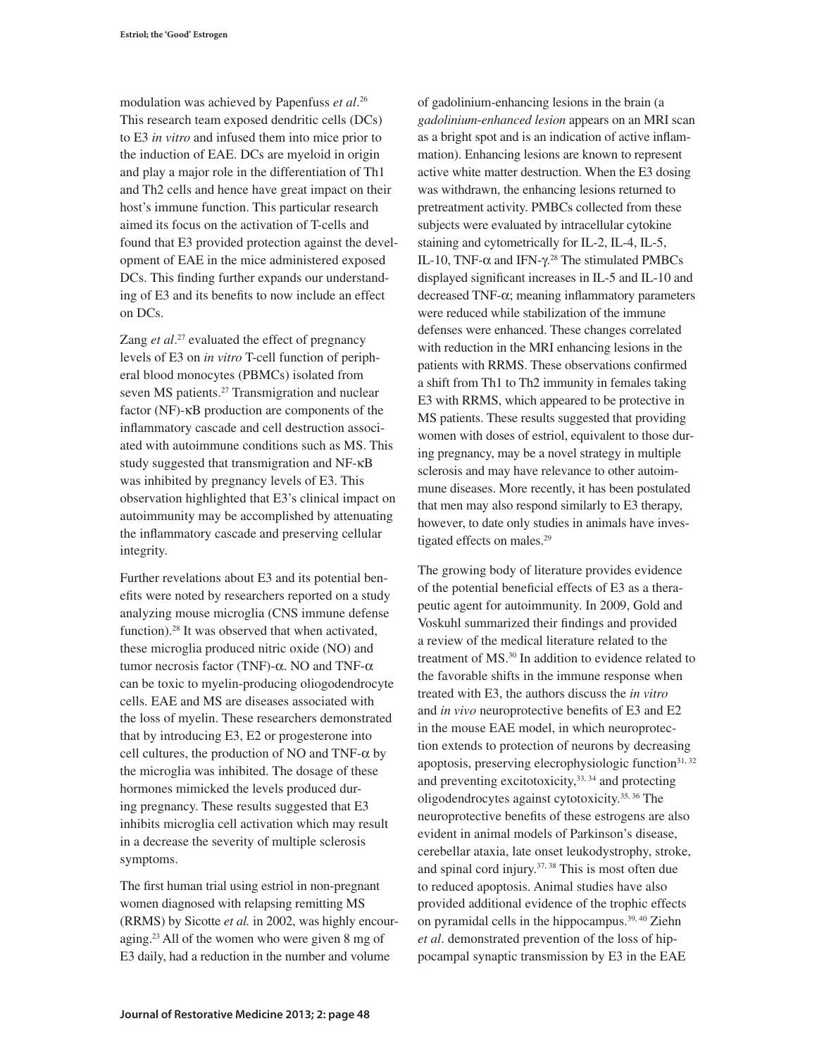modulation was achieved by Papenfuss *et al*.[26] This research team exposed dendritic cells (DCs) to E3 *in vitro* and infused them into mice prior to the induction of EAE. DCs are myeloid in origin and play a major role in the differentiation of Th1 and Th2 cells and hence have great impact on their host's immune function. This particular research aimed its focus on the activation of T-cells and found that E3 provided protection against the development of EAE in the mice administered exposed DCs. This finding further expands our understanding of E3 and its benefits to now include an effect on DCs.

Zang *et al*.[27] evaluated the effect of pregnancy levels of E3 on *in vitro* T-cell function of peripheral blood monocytes (PBMCs) isolated from seven MS patients.[27] Transmigration and nuclear factor (NF)-κB production are components of the inflammatory cascade and cell destruction associated with autoimmune conditions such as MS. This study suggested that transmigration and NF-κB was inhibited by pregnancy levels of E3. This observation highlighted that E3's clinical impact on autoimmunity may be accomplished by attenuating the inflammatory cascade and preserving cellular integrity.

Further revelations about E3 and its potential benefits were noted by researchers reported on a study analyzing mouse microglia (CNS immune defense function).[28] It was observed that when activated, these microglia produced nitric oxide (NO) and tumor necrosis factor (TNF)-α. NO and TNF-α can be toxic to myelin-producing oliogodendrocyte cells. EAE and MS are diseases associated with the loss of myelin. These researchers demonstrated that by introducing E3, E2 or progesterone into cell cultures, the production of NO and TNF-α by the microglia was inhibited. The dosage of these hormones mimicked the levels produced during pregnancy. These results suggested that E3 inhibits microglia cell activation which may result in a decrease the severity of multiple sclerosis symptoms.

The first human trial using estriol in non-pregnant women diagnosed with relapsing remitting MS (RRMS) by Sicotte *et al.* in 2002, was highly encouraging.[23] All of the women who were given 8 mg of E3 daily, had a reduction in the number and volume of gadolinium-enhancing lesions in the brain (a *gadolinium-enhanced lesion* appears on an MRI scan as a bright spot and is an indication of active inflammation). Enhancing lesions are known to represent active white matter destruction. When the E3 dosing was withdrawn, the enhancing lesions returned to pretreatment activity. PMBCs collected from these subjects were evaluated by intracellular cytokine staining and cytometrically for IL-2, IL-4, IL-5, IL-10, TNF-α and IFN-γ.[28] The stimulated PMBCs displayed significant increases in IL-5 and IL-10 and decreased TNF-α; meaning inflammatory parameters were reduced while stabilization of the immune defenses were enhanced. These changes correlated with reduction in the MRI enhancing lesions in the patients with RRMS. These observations confirmed a shift from Th1 to Th2 immunity in females taking E3 with RRMS, which appeared to be protective in MS patients. These results suggested that providing women with doses of estriol, equivalent to those during pregnancy, may be a novel strategy in multiple sclerosis and may have relevance to other autoimmune diseases. More recently, it has been postulated that men may also respond similarly to E3 therapy, however, to date only studies in animals have investigated effects on males.[29]

The growing body of literature provides evidence of the potential beneficial effects of E3 as a therapeutic agent for autoimmunity. In 2009, Gold and Voskuhl summarized their findings and provided a review of the medical literature related to the treatment of MS.[30] In addition to evidence related to the favorable shifts in the immune response when treated with E3, the authors discuss the *in vitro* and *in vivo* neuroprotective benefits of E3 and E2 in the mouse EAE model, in which neuroprotection extends to protection of neurons by decreasing apoptosis, preserving elecrophysiologic function[31, 32] and preventing excitotoxicity,[33, 34] and protecting oligodendrocytes against cytotoxicity.[35, 36] The neuroprotective benefits of these estrogens are also evident in animal models of Parkinson's disease, cerebellar ataxia, late onset leukodystrophy, stroke, and spinal cord injury.[37, 38] This is most often due to reduced apoptosis. Animal studies have also provided additional evidence of the trophic effects on pyramidal cells in the hippocampus.[39, 40] Ziehn *et al*. demonstrated prevention of the loss of hippocampal synaptic transmission by E3 in the EAE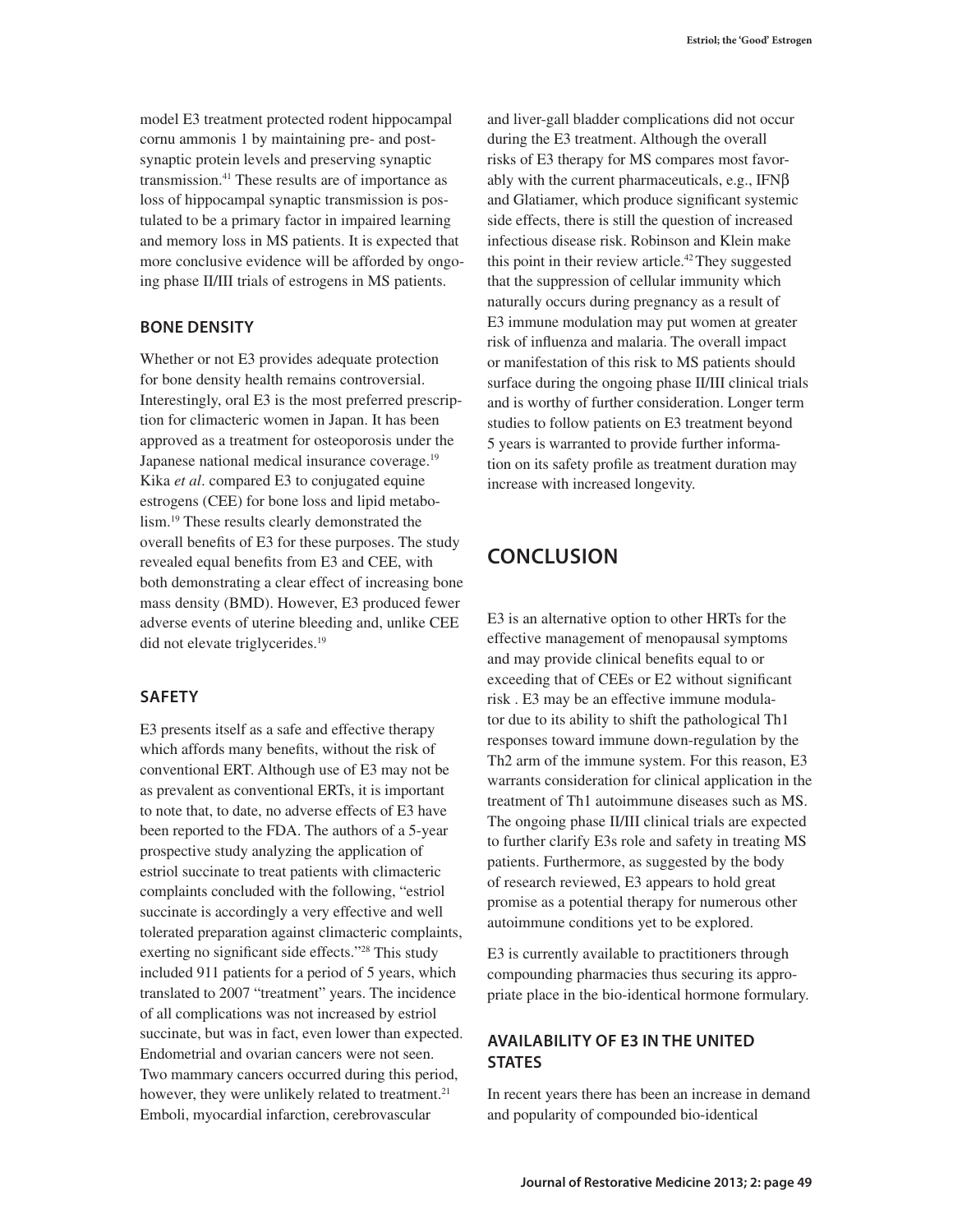model E3 treatment protected rodent hippocampal cornu ammonis 1 by maintaining pre- and post-synaptic protein levels and preserving synaptic transmission.[41] These results are of importance as loss of hippocampal synaptic transmission is postulated to be a primary factor in impaired learning and memory loss in MS patients. It is expected that more conclusive evidence will be afforded by ongoing phase II/III trials of estrogens in MS patients.

### BONE DENSITY

Whether or not E3 provides adequate protection for bone density health remains controversial. Interestingly, oral E3 is the most preferred prescription for climacteric women in Japan. It has been approved as a treatment for osteoporosis under the Japanese national medical insurance coverage.[19] Kika *et al*. compared E3 to conjugated equine estrogens (CEE) for bone loss and lipid metabolism.[19] These results clearly demonstrated the overall benefits of E3 for these purposes. The study revealed equal benefits from E3 and CEE, with both demonstrating a clear effect of increasing bone mass density (BMD). However, E3 produced fewer adverse events of uterine bleeding and, unlike CEE did not elevate triglycerides.[19]

### SAFETY

E3 presents itself as a safe and effective therapy which affords many benefits, without the risk of conventional ERT. Although use of E3 may not be as prevalent as conventional ERTs, it is important to note that, to date, no adverse effects of E3 have been reported to the FDA. The authors of a 5-year prospective study analyzing the application of estriol succinate to treat patients with climacteric complaints concluded with the following, "estriol succinate is accordingly a very effective and well tolerated preparation against climacteric complaints, exerting no significant side effects."[28] This study included 911 patients for a period of 5 years, which translated to 2007 "treatment" years. The incidence of all complications was not increased by estriol succinate, but was in fact, even lower than expected. Endometrial and ovarian cancers were not seen. Two mammary cancers occurred during this period, however, they were unlikely related to treatment.[21] Emboli, myocardial infarction, cerebrovascular and liver-gall bladder complications did not occur during the E3 treatment. Although the overall risks of E3 therapy for MS compares most favorably with the current pharmaceuticals, e.g., IFNβ and Glatiamer, which produce significant systemic side effects, there is still the question of increased infectious disease risk. Robinson and Klein make this point in their review article.[42] They suggested that the suppression of cellular immunity which naturally occurs during pregnancy as a result of E3 immune modulation may put women at greater risk of influenza and malaria. The overall impact or manifestation of this risk to MS patients should surface during the ongoing phase II/III clinical trials and is worthy of further consideration. Longer term studies to follow patients on E3 treatment beyond 5 years is warranted to provide further information on its safety profile as treatment duration may increase with increased longevity.

## CONCLUSION

E3 is an alternative option to other HRTs for the effective management of menopausal symptoms and may provide clinical benefits equal to or exceeding that of CEEs or E2 without significant risk . E3 may be an effective immune modulator due to its ability to shift the pathological Th1 responses toward immune down-regulation by the Th2 arm of the immune system. For this reason, E3 warrants consideration for clinical application in the treatment of Th1 autoimmune diseases such as MS. The ongoing phase II/III clinical trials are expected to further clarify E3s role and safety in treating MS patients. Furthermore, as suggested by the body of research reviewed, E3 appears to hold great promise as a potential therapy for numerous other autoimmune conditions yet to be explored.

E3 is currently available to practitioners through compounding pharmacies thus securing its appropriate place in the bio-identical hormone formulary.

### AVAILABILITY OF E3 IN THE UNITED STATES

In recent years there has been an increase in demand and popularity of compounded bio-identical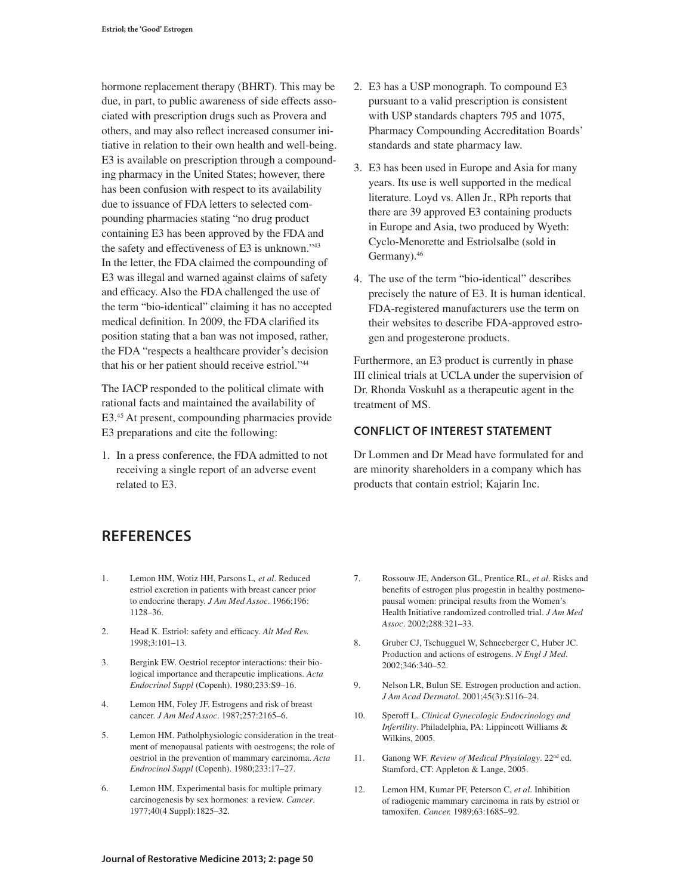hormone replacement therapy (BHRT). This may be due, in part, to public awareness of side effects associated with prescription drugs such as Provera and others, and may also reflect increased consumer initiative in relation to their own health and well-being. E3 is available on prescription through a compounding pharmacy in the United States; however, there has been confusion with respect to its availability due to issuance of FDA letters to selected compounding pharmacies stating "no drug product containing E3 has been approved by the FDA and the safety and effectiveness of E3 is unknown."[43] In the letter, the FDA claimed the compounding of E3 was illegal and warned against claims of safety and efficacy. Also the FDA challenged the use of the term "bio-identical" claiming it has no accepted medical definition. In 2009, the FDA clarified its position stating that a ban was not imposed, rather, the FDA "respects a healthcare provider's decision that his or her patient should receive estriol."[44]

The IACP responded to the political climate with rational facts and maintained the availability of E3.[45] At present, compounding pharmacies provide E3 preparations and cite the following:

1. In a press conference, the FDA admitted to not receiving a single report of an adverse event related to E3.
2. E3 has a USP monograph. To compound E3 pursuant to a valid prescription is consistent with USP standards chapters 795 and 1075, Pharmacy Compounding Accreditation Boards' standards and state pharmacy law.
3. E3 has been used in Europe and Asia for many years. Its use is well supported in the medical literature. Loyd vs. Allen Jr., RPh reports that there are 39 approved E3 containing products in Europe and Asia, two produced by Wyeth: Cyclo-Menorette and Estriolsalbe (sold in Germany).[46]
4. The use of the term "bio-identical" describes precisely the nature of E3. It is human identical. FDA-registered manufacturers use the term on their websites to describe FDA-approved estrogen and progesterone products.

Furthermore, an E3 product is currently in phase III clinical trials at UCLA under the supervision of Dr. Rhonda Voskuhl as a therapeutic agent in the treatment of MS.

### CONFLICT OF INTEREST STATEMENT

Dr Lommen and Dr Mead have formulated for and are minority shareholders in a company which has products that contain estriol; Kajarin Inc.

## REFERENCES

1. Lemon HM, Wotiz HH, Parsons L, *et al*. Reduced estriol excretion in patients with breast cancer prior to endocrine therapy. *J Am Med Assoc*. 1966;196: 1128–36.
2. Head K. Estriol: safety and efficacy. *Alt Med Rev.* 1998;3:101–13.
3. Bergink EW. Oestriol receptor interactions: their biological importance and therapeutic implications. *Acta Endocrinol Suppl* (Copenh). 1980;233:S9–16.
4. Lemon HM, Foley JF. Estrogens and risk of breast cancer. *J Am Med Assoc*. 1987;257:2165–6.
5. Lemon HM. Patholphysiologic consideration in the treatment of menopausal patients with oestrogens; the role of oestriol in the prevention of mammary carcinoma. *Acta Endrocinol Suppl* (Copenh). 1980;233:17–27.
6. Lemon HM. Experimental basis for multiple primary carcinogenesis by sex hormones: a review. *Cancer*. 1977;40(4 Suppl):1825–32.
7. Rossouw JE, Anderson GL, Prentice RL, *et al*. Risks and benefits of estrogen plus progestin in healthy postmenopausal women: principal results from the Women's Health Initiative randomized controlled trial. *J Am Med Assoc*. 2002;288:321–33.
8. Gruber CJ, Tschugguel W, Schneeberger C, Huber JC. Production and actions of estrogens. *N Engl J Med*. 2002;346:340–52.
9. Nelson LR, Bulun SE. Estrogen production and action. *J Am Acad Dermatol*. 2001;45(3):S116–24.
10. Speroff L. *Clinical Gynecologic Endocrinology and Infertility*. Philadelphia, PA: Lippincott Williams & Wilkins, 2005.
11. Ganong WF. *Review of Medical Physiology*. 22nd ed. Stamford, CT: Appleton & Lange, 2005.
12. Lemon HM, Kumar PF, Peterson C, *et al*. Inhibition of radiogenic mammary carcinoma in rats by estriol or tamoxifen. *Cancer.* 1989;63:1685–92.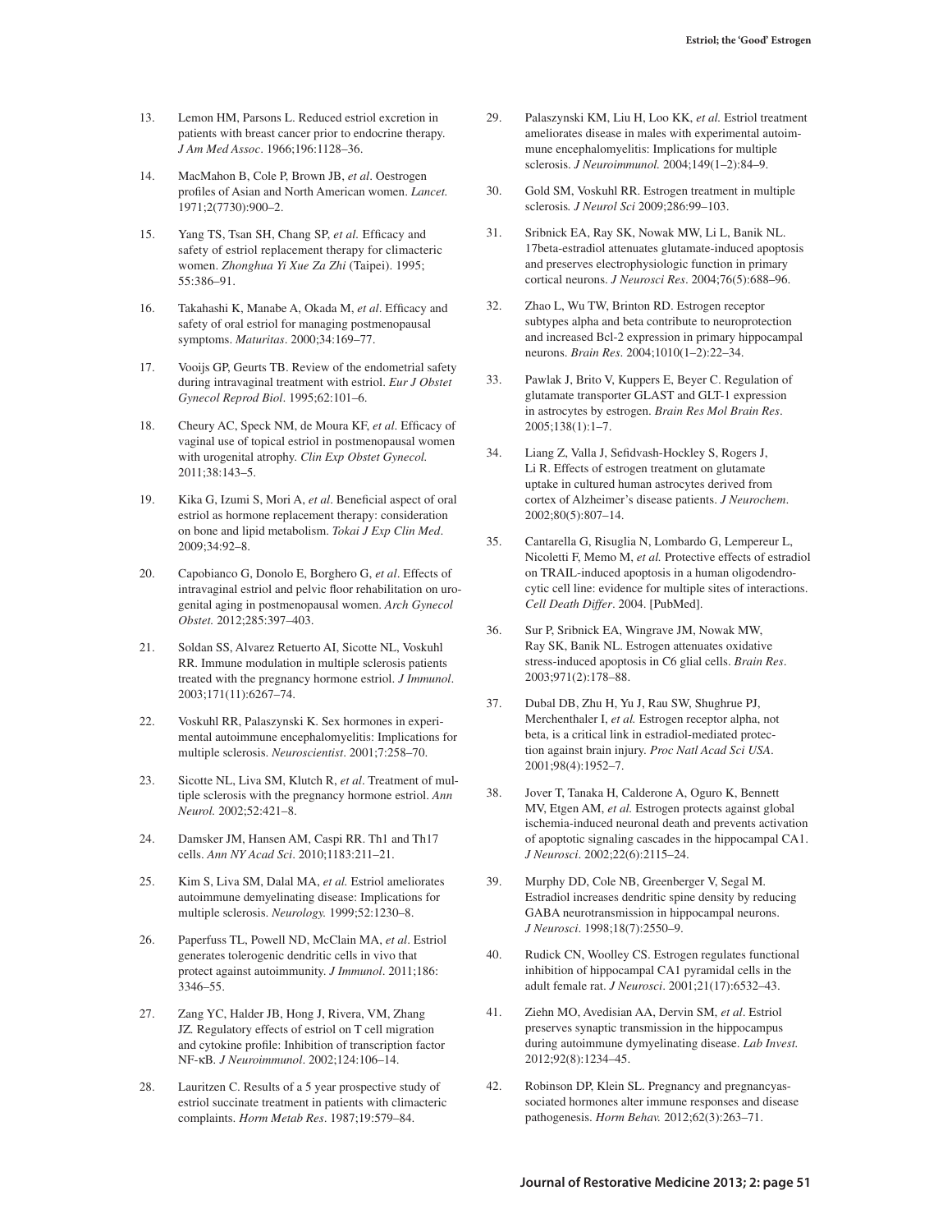13. Lemon HM, Parsons L. Reduced estriol excretion in patients with breast cancer prior to endocrine therapy. *J Am Med Assoc*. 1966;196:1128–36.

14. MacMahon B, Cole P, Brown JB, *et al*. Oestrogen profiles of Asian and North American women. *Lancet.* 1971;2(7730):900–2.

15. Yang TS, Tsan SH, Chang SP, *et al.* Efficacy and safety of estriol replacement therapy for climacteric women. *Zhonghua Yi Xue Za Zhi* (Taipei). 1995; 55:386–91.

16. Takahashi K, Manabe A, Okada M, *et al*. Efficacy and safety of oral estriol for managing postmenopausal symptoms. *Maturitas*. 2000;34:169–77.

17. Vooijs GP, Geurts TB. Review of the endometrial safety during intravaginal treatment with estriol. *Eur J Obstet Gynecol Reprod Biol*. 1995;62:101–6.

18. Cheury AC, Speck NM, de Moura KF, *et al*. Efficacy of vaginal use of topical estriol in postmenopausal women with urogenital atrophy. *Clin Exp Obstet Gynecol.* 2011;38:143–5.

19. Kika G, Izumi S, Mori A, *et al*. Beneficial aspect of oral estriol as hormone replacement therapy: consideration on bone and lipid metabolism. *Tokai J Exp Clin Med*. 2009;34:92–8.

20. Capobianco G, Donolo E, Borghero G, *et al*. Effects of intravaginal estriol and pelvic floor rehabilitation on urogenital aging in postmenopausal women. *Arch Gynecol Obstet.* 2012;285:397–403.

21. Soldan SS, Alvarez Retuerto AI, Sicotte NL, Voskuhl RR. Immune modulation in multiple sclerosis patients treated with the pregnancy hormone estriol. *J Immunol*. 2003;171(11):6267–74.

22. Voskuhl RR, Palaszynski K. Sex hormones in experimental autoimmune encephalomyelitis: Implications for multiple sclerosis. *Neuroscientist*. 2001;7:258–70.

23. Sicotte NL, Liva SM, Klutch R, *et al*. Treatment of multiple sclerosis with the pregnancy hormone estriol. *Ann Neurol.* 2002;52:421–8.

24. Damsker JM, Hansen AM, Caspi RR. Th1 and Th17 cells. *Ann NY Acad Sci*. 2010;1183:211–21.

25. Kim S, Liva SM, Dalal MA, *et al.* Estriol ameliorates autoimmune demyelinating disease: Implications for multiple sclerosis. *Neurology.* 1999;52:1230–8.

26. Paperfuss TL, Powell ND, McClain MA, *et al*. Estriol generates tolerogenic dendritic cells in vivo that protect against autoimmunity. *J Immunol*. 2011;186: 3346–55.

27. Zang YC, Halder JB, Hong J, Rivera, VM, Zhang JZ. Regulatory effects of estriol on T cell migration and cytokine profile: Inhibition of transcription factor NF-κB. *J Neuroimmunol*. 2002;124:106–14.

28. Lauritzen C. Results of a 5 year prospective study of estriol succinate treatment in patients with climacteric complaints. *Horm Metab Res*. 1987;19:579–84.

29. Palaszynski KM, Liu H, Loo KK, *et al.* Estriol treatment ameliorates disease in males with experimental autoimmune encephalomyelitis: Implications for multiple sclerosis. *J Neuroimmunol.* 2004;149(1–2):84–9.

30. Gold SM, Voskuhl RR. Estrogen treatment in multiple sclerosis*. J Neurol Sci* 2009;286:99–103.

31. Sribnick EA, Ray SK, Nowak MW, Li L, Banik NL. 17beta-estradiol attenuates glutamate-induced apoptosis and preserves electrophysiologic function in primary cortical neurons. *J Neurosci Res*. 2004;76(5):688–96.

32. Zhao L, Wu TW, Brinton RD. Estrogen receptor subtypes alpha and beta contribute to neuroprotection and increased Bcl-2 expression in primary hippocampal neurons. *Brain Res*. 2004;1010(1–2):22–34.

33. Pawlak J, Brito V, Kuppers E, Beyer C. Regulation of glutamate transporter GLAST and GLT-1 expression in astrocytes by estrogen. *Brain Res Mol Brain Res*. 2005;138(1):1–7.

34. Liang Z, Valla J, Sefidvash-Hockley S, Rogers J, Li R. Effects of estrogen treatment on glutamate uptake in cultured human astrocytes derived from cortex of Alzheimer's disease patients. *J Neurochem*. 2002;80(5):807–14.

35. Cantarella G, Risuglia N, Lombardo G, Lempereur L, Nicoletti F, Memo M, *et al.* Protective effects of estradiol on TRAIL-induced apoptosis in a human oligodendrocytic cell line: evidence for multiple sites of interactions. *Cell Death Differ*. 2004. [PubMed].

36. Sur P, Sribnick EA, Wingrave JM, Nowak MW, Ray SK, Banik NL. Estrogen attenuates oxidative stress-induced apoptosis in C6 glial cells. *Brain Res*. 2003;971(2):178–88.

37. Dubal DB, Zhu H, Yu J, Rau SW, Shughrue PJ, Merchenthaler I, *et al.* Estrogen receptor alpha, not beta, is a critical link in estradiol-mediated protection against brain injury. *Proc Natl Acad Sci USA*. 2001;98(4):1952–7.

38. Jover T, Tanaka H, Calderone A, Oguro K, Bennett MV, Etgen AM, *et al.* Estrogen protects against global ischemia-induced neuronal death and prevents activation of apoptotic signaling cascades in the hippocampal CA1. *J Neurosci*. 2002;22(6):2115–24.

39. Murphy DD, Cole NB, Greenberger V, Segal M. Estradiol increases dendritic spine density by reducing GABA neurotransmission in hippocampal neurons. *J Neurosci*. 1998;18(7):2550–9.

40. Rudick CN, Woolley CS. Estrogen regulates functional inhibition of hippocampal CA1 pyramidal cells in the adult female rat. *J Neurosci*. 2001;21(17):6532–43.

41. Ziehn MO, Avedisian AA, Dervin SM, *et al*. Estriol preserves synaptic transmission in the hippocampus during autoimmune dymyelinating disease. *Lab Invest.* 2012;92(8):1234–45.

42. Robinson DP, Klein SL. Pregnancy and pregnancyassociated hormones alter immune responses and disease pathogenesis. *Horm Behav.* 2012;62(3):263–71.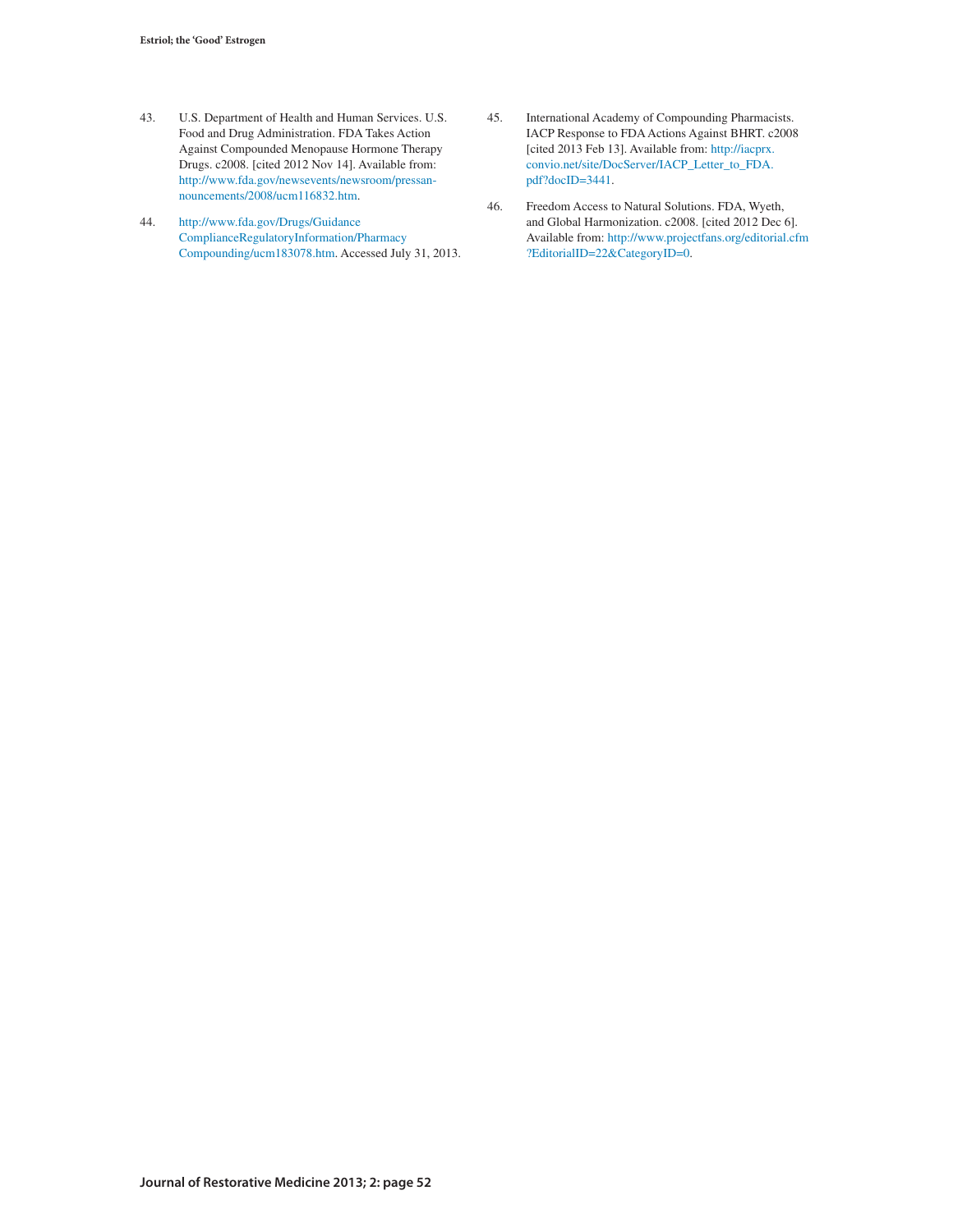43. U.S. Department of Health and Human Services. U.S. Food and Drug Administration. FDA Takes Action Against Compounded Menopause Hormone Therapy Drugs. c2008. [cited 2012 Nov 14]. Available from: http://www.fda.gov/newsevents/newsroom/pressannouncements/2008/ucm116832.htm.

44. http://www.fda.gov/Drugs/GuidanceComplianceRegulatoryInformation/PharmacyCompounding/ucm183078.htm. Accessed July 31, 2013.

45. International Academy of Compounding Pharmacists. IACP Response to FDA Actions Against BHRT. c2008 [cited 2013 Feb 13]. Available from: http://iacprx.convio.net/site/DocServer/IACP_Letter_to_FDA.pdf?docID=3441.

46. Freedom Access to Natural Solutions. FDA, Wyeth, and Global Harmonization. c2008. [cited 2012 Dec 6]. Available from: http://www.projectfans.org/editorial.cfm?EditorialID=22&CategoryID=0.